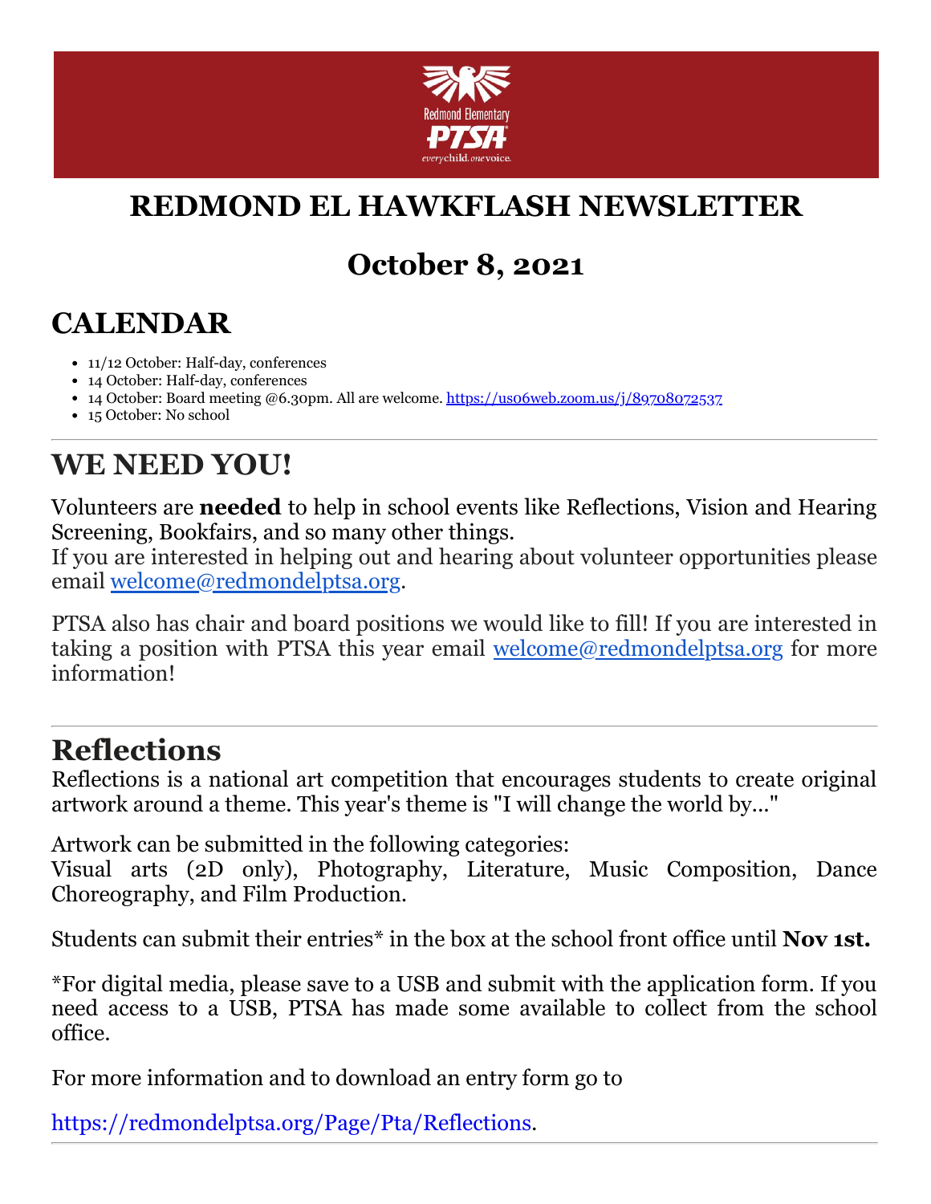# REDMOND EL HAWKFLASH NEWSLETTER

# October 8, 2021

## CALENDAR

- 11/12 October: Half-day, conferences
- 14 October: Half-day, conferences
- 14 October: Board meeting @6.30pm. All are welcome. https://us06web.zoom.us/j/89708072537
- 15 October: No school

---

## WE NEED YOU!

Volunteers are **needed** to help in school events like Reflections, Vision and Hearing Screening, Bookfairs, and so many other things.
If you are interested in helping out and hearing about volunteer opportunities please email welcome@redmondelptsa.org.

PTSA also has chair and board positions we would like to fill! If you are interested in taking a position with PTSA this year email welcome@redmondelptsa.org for more information!

---

## Reflections

Reflections is a national art competition that encourages students to create original artwork around a theme. This year's theme is "I will change the world by..."

Artwork can be submitted in the following categories:
Visual arts (2D only), Photography, Literature, Music Composition, Dance Choreography, and Film Production.

Students can submit their entries* in the box at the school front office until **Nov 1st.**

*For digital media, please save to a USB and submit with the application form. If you need access to a USB, PTSA has made some available to collect from the school office.

For more information and to download an entry form go to

https://redmondelptsa.org/Page/Pta/Reflections.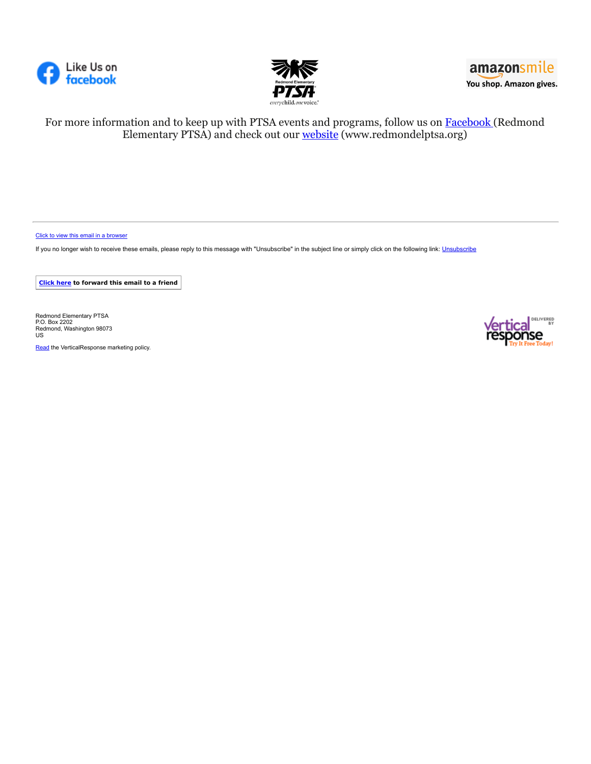Like Us on facebook

Redmond Elementary PTSA *every child. one voice.*

amazonsmile You shop. Amazon gives.

For more information and to keep up with PTSA events and programs, follow us on [Facebook](Facebook) (Redmond Elementary PTSA) and check out our [website](website) (www.redmondelptsa.org)

---

[Click to view this email in a browser](Click to view this email in a browser)

If you no longer wish to receive these emails, please reply to this message with "Unsubscribe" in the subject line or simply click on the following link: [Unsubscribe](Unsubscribe)

**[Click here](Click here) to forward this email to a friend**

Redmond Elementary PTSA
P.O. Box 2202
Redmond, Washington 98073
US

[Read](Read) the VerticalResponse marketing policy.

Delivered by Vertical response — Try It Free Today!